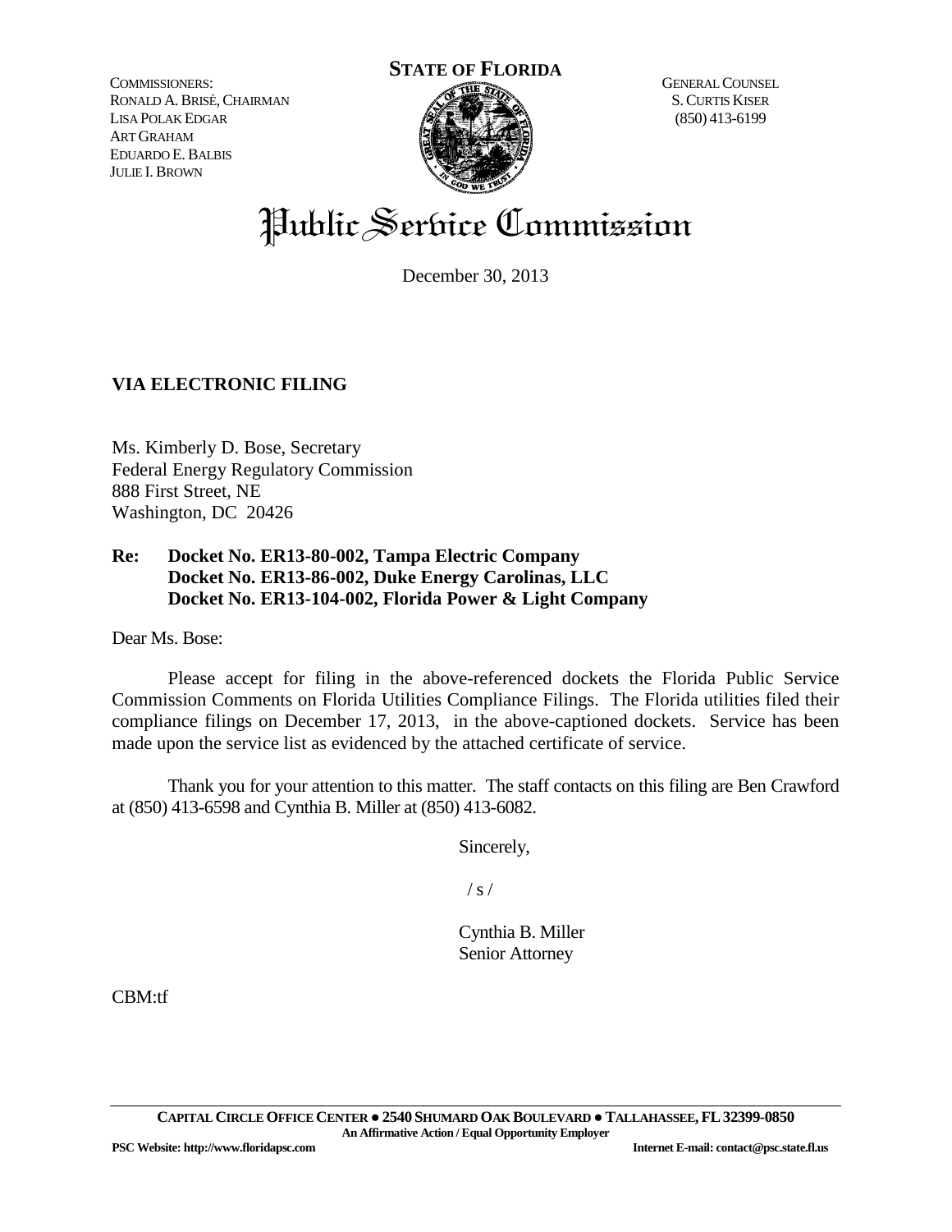COMMISSIONERS:
RONALD A. BRISÉ, CHAIRMAN
LISA POLAK EDGAR
ART GRAHAM
EDUARDO E. BALBIS
JULIE I. BROWN

**STATE OF FLORIDA**

GENERAL COUNSEL
S. CURTIS KISER
(850) 413-6199

# Public Service Commission

December 30, 2013

**VIA ELECTRONIC FILING**

Ms. Kimberly D. Bose, Secretary
Federal Energy Regulatory Commission
888 First Street, NE
Washington, DC 20426

**Re: Docket No. ER13-80-002, Tampa Electric Company**
**Docket No. ER13-86-002, Duke Energy Carolinas, LLC**
**Docket No. ER13-104-002, Florida Power & Light Company**

Dear Ms. Bose:

Please accept for filing in the above-referenced dockets the Florida Public Service Commission Comments on Florida Utilities Compliance Filings. The Florida utilities filed their compliance filings on December 17, 2013, in the above-captioned dockets. Service has been made upon the service list as evidenced by the attached certificate of service.

Thank you for your attention to this matter. The staff contacts on this filing are Ben Crawford at (850) 413-6598 and Cynthia B. Miller at (850) 413-6082.

Sincerely,

/ s /

Cynthia B. Miller
Senior Attorney

CBM:tf

**CAPITAL CIRCLE OFFICE CENTER ● 2540 SHUMARD OAK BOULEVARD ● TALLAHASSEE, FL 32399-0850**
**An Affirmative Action / Equal Opportunity Employer**

**PSC Website: http://www.floridapsc.com** **Internet E-mail: contact@psc.state.fl.us**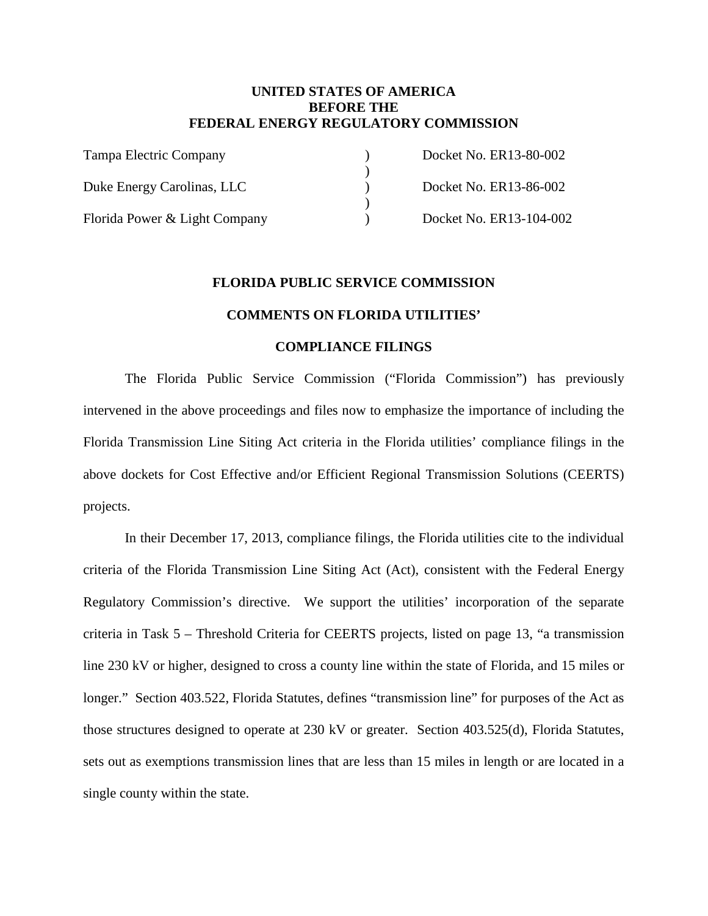**UNITED STATES OF AMERICA**
**BEFORE THE**
**FEDERAL ENERGY REGULATORY COMMISSION**

| | | |
|---|---|---|
| Tampa Electric Company | ) | Docket No. ER13-80-002 |
| | ) | |
| Duke Energy Carolinas, LLC | ) | Docket No. ER13-86-002 |
| | ) | |
| Florida Power & Light Company | ) | Docket No. ER13-104-002 |

**FLORIDA PUBLIC SERVICE COMMISSION**

**COMMENTS ON FLORIDA UTILITIES'**

**COMPLIANCE FILINGS**

The Florida Public Service Commission ("Florida Commission") has previously intervened in the above proceedings and files now to emphasize the importance of including the Florida Transmission Line Siting Act criteria in the Florida utilities' compliance filings in the above dockets for Cost Effective and/or Efficient Regional Transmission Solutions (CEERTS) projects.

In their December 17, 2013, compliance filings, the Florida utilities cite to the individual criteria of the Florida Transmission Line Siting Act (Act), consistent with the Federal Energy Regulatory Commission's directive. We support the utilities' incorporation of the separate criteria in Task 5 – Threshold Criteria for CEERTS projects, listed on page 13, "a transmission line 230 kV or higher, designed to cross a county line within the state of Florida, and 15 miles or longer." Section 403.522, Florida Statutes, defines "transmission line" for purposes of the Act as those structures designed to operate at 230 kV or greater. Section 403.525(d), Florida Statutes, sets out as exemptions transmission lines that are less than 15 miles in length or are located in a single county within the state.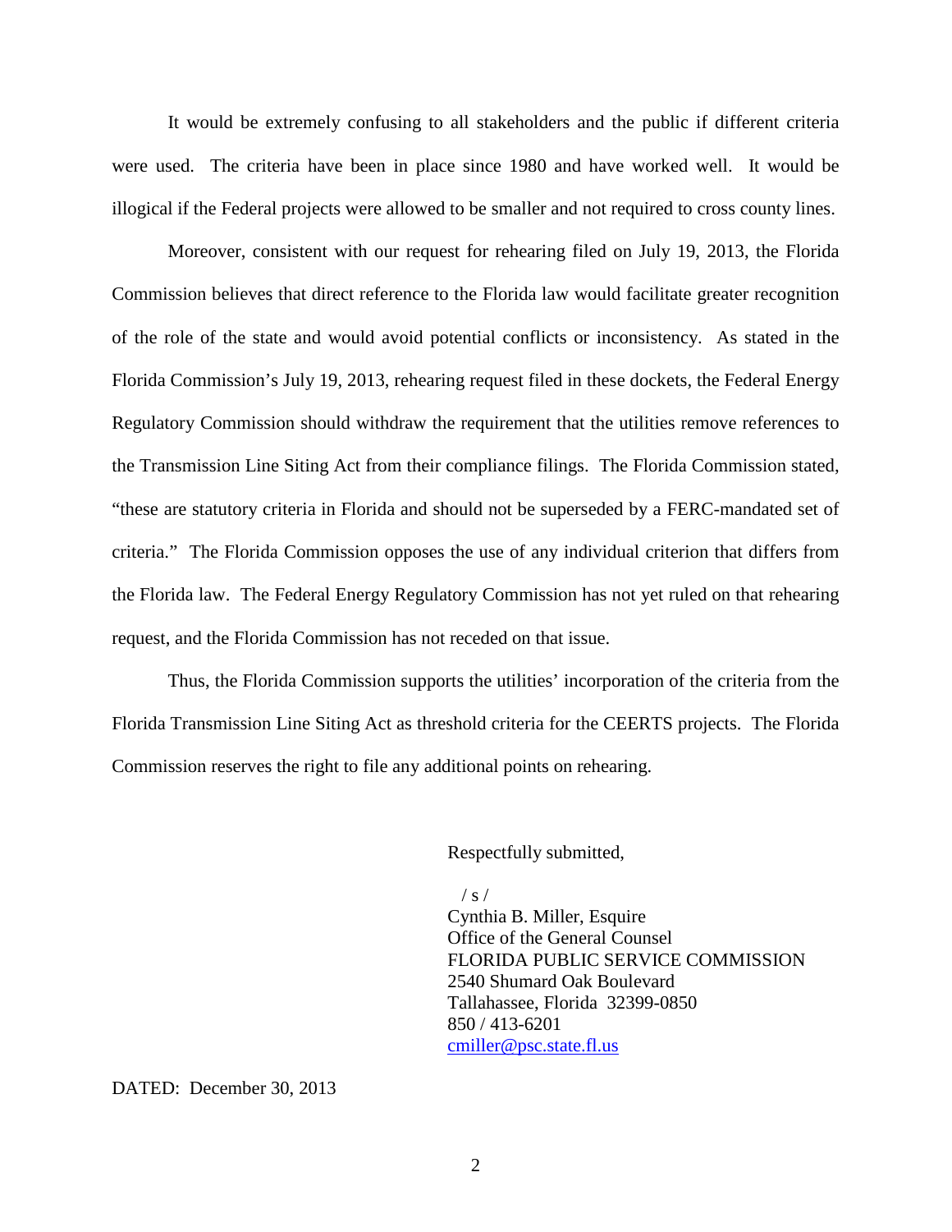It would be extremely confusing to all stakeholders and the public if different criteria were used. The criteria have been in place since 1980 and have worked well. It would be illogical if the Federal projects were allowed to be smaller and not required to cross county lines.

Moreover, consistent with our request for rehearing filed on July 19, 2013, the Florida Commission believes that direct reference to the Florida law would facilitate greater recognition of the role of the state and would avoid potential conflicts or inconsistency. As stated in the Florida Commission's July 19, 2013, rehearing request filed in these dockets, the Federal Energy Regulatory Commission should withdraw the requirement that the utilities remove references to the Transmission Line Siting Act from their compliance filings. The Florida Commission stated, "these are statutory criteria in Florida and should not be superseded by a FERC-mandated set of criteria." The Florida Commission opposes the use of any individual criterion that differs from the Florida law. The Federal Energy Regulatory Commission has not yet ruled on that rehearing request, and the Florida Commission has not receded on that issue.

Thus, the Florida Commission supports the utilities' incorporation of the criteria from the Florida Transmission Line Siting Act as threshold criteria for the CEERTS projects. The Florida Commission reserves the right to file any additional points on rehearing.

Respectfully submitted,

/ s /
Cynthia B. Miller, Esquire
Office of the General Counsel
FLORIDA PUBLIC SERVICE COMMISSION
2540 Shumard Oak Boulevard
Tallahassee, Florida 32399-0850
850 / 413-6201
cmiller@psc.state.fl.us

DATED: December 30, 2013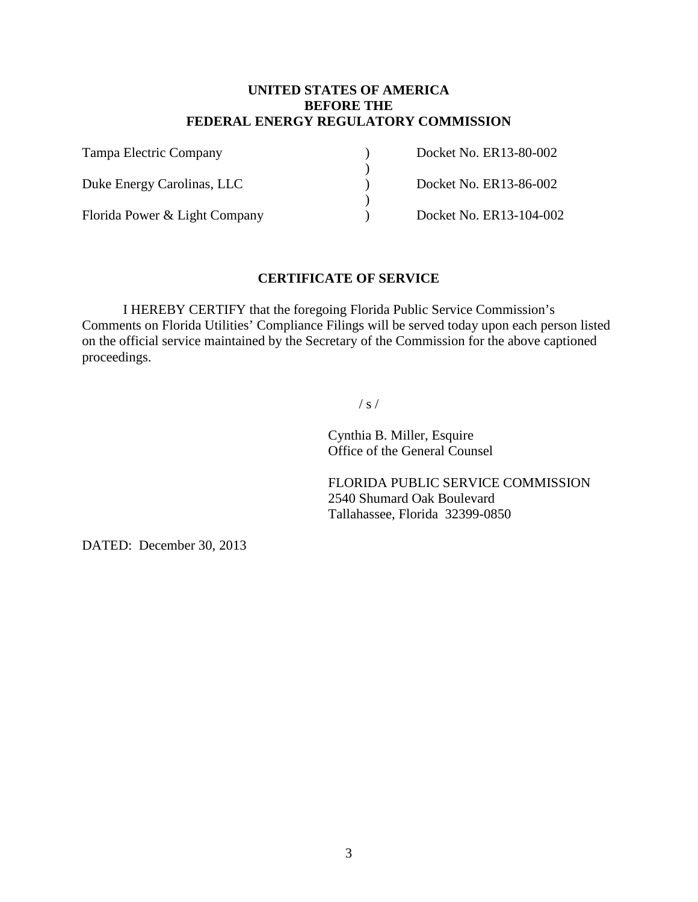**UNITED STATES OF AMERICA**
**BEFORE THE**
**FEDERAL ENERGY REGULATORY COMMISSION**

| | | |
|---|---|---|
| Tampa Electric Company | ) | Docket No. ER13-80-002 |
| | ) | |
| Duke Energy Carolinas, LLC | ) | Docket No. ER13-86-002 |
| | ) | |
| Florida Power & Light Company | ) | Docket No. ER13-104-002 |

## CERTIFICATE OF SERVICE

I HEREBY CERTIFY that the foregoing Florida Public Service Commission's Comments on Florida Utilities' Compliance Filings will be served today upon each person listed on the official service maintained by the Secretary of the Commission for the above captioned proceedings.

/ s /

Cynthia B. Miller, Esquire
Office of the General Counsel

FLORIDA PUBLIC SERVICE COMMISSION
2540 Shumard Oak Boulevard
Tallahassee, Florida 32399-0850

DATED: December 30, 2013